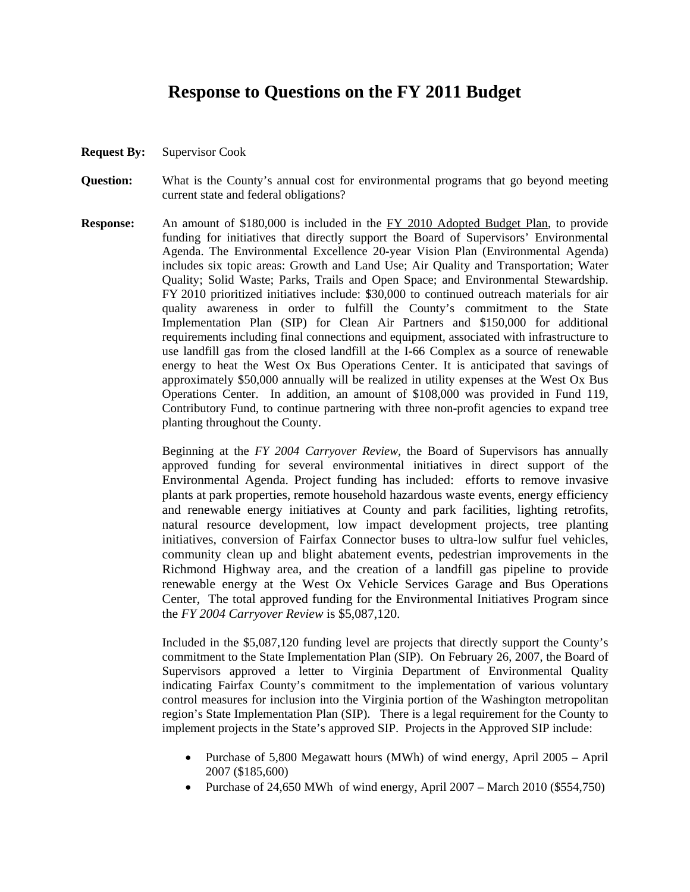# Response to Questions on the FY 2011 Budget

**Request By:** Supervisor Cook

**Question:** What is the County's annual cost for environmental programs that go beyond meeting current state and federal obligations?

**Response:** An amount of $180,000 is included in the FY 2010 Adopted Budget Plan, to provide funding for initiatives that directly support the Board of Supervisors' Environmental Agenda. The Environmental Excellence 20-year Vision Plan (Environmental Agenda) includes six topic areas: Growth and Land Use; Air Quality and Transportation; Water Quality; Solid Waste; Parks, Trails and Open Space; and Environmental Stewardship. FY 2010 prioritized initiatives include: $30,000 to continued outreach materials for air quality awareness in order to fulfill the County's commitment to the State Implementation Plan (SIP) for Clean Air Partners and $150,000 for additional requirements including final connections and equipment, associated with infrastructure to use landfill gas from the closed landfill at the I-66 Complex as a source of renewable energy to heat the West Ox Bus Operations Center. It is anticipated that savings of approximately $50,000 annually will be realized in utility expenses at the West Ox Bus Operations Center. In addition, an amount of $108,000 was provided in Fund 119, Contributory Fund, to continue partnering with three non-profit agencies to expand tree planting throughout the County.

Beginning at the *FY 2004 Carryover Review*, the Board of Supervisors has annually approved funding for several environmental initiatives in direct support of the Environmental Agenda. Project funding has included: efforts to remove invasive plants at park properties, remote household hazardous waste events, energy efficiency and renewable energy initiatives at County and park facilities, lighting retrofits, natural resource development, low impact development projects, tree planting initiatives, conversion of Fairfax Connector buses to ultra-low sulfur fuel vehicles, community clean up and blight abatement events, pedestrian improvements in the Richmond Highway area, and the creation of a landfill gas pipeline to provide renewable energy at the West Ox Vehicle Services Garage and Bus Operations Center, The total approved funding for the Environmental Initiatives Program since the *FY 2004 Carryover Review* is $5,087,120.

Included in the $5,087,120 funding level are projects that directly support the County's commitment to the State Implementation Plan (SIP). On February 26, 2007, the Board of Supervisors approved a letter to Virginia Department of Environmental Quality indicating Fairfax County's commitment to the implementation of various voluntary control measures for inclusion into the Virginia portion of the Washington metropolitan region's State Implementation Plan (SIP). There is a legal requirement for the County to implement projects in the State's approved SIP. Projects in the Approved SIP include:

- Purchase of 5,800 Megawatt hours (MWh) of wind energy, April 2005 – April 2007 ($185,600)
- Purchase of 24,650 MWh of wind energy, April 2007 – March 2010 ($554,750)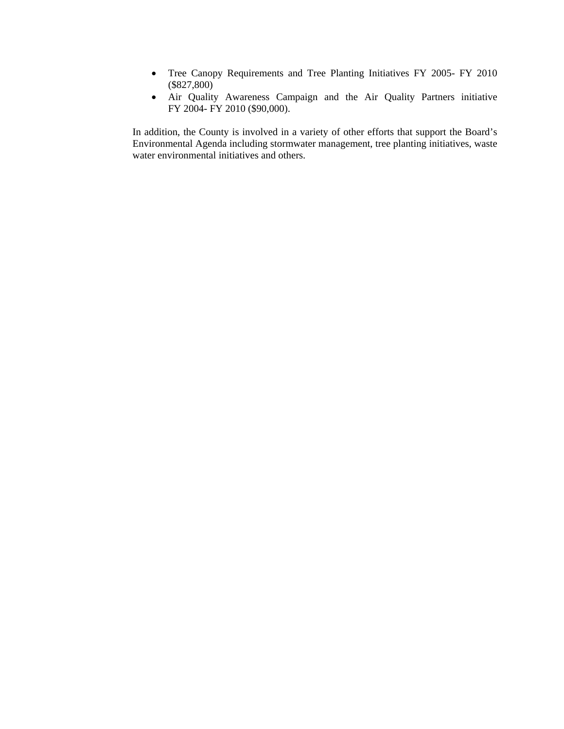- Tree Canopy Requirements and Tree Planting Initiatives FY 2005- FY 2010 ($827,800)
- Air Quality Awareness Campaign and the Air Quality Partners initiative FY 2004- FY 2010 ($90,000).

In addition, the County is involved in a variety of other efforts that support the Board's Environmental Agenda including stormwater management, tree planting initiatives, waste water environmental initiatives and others.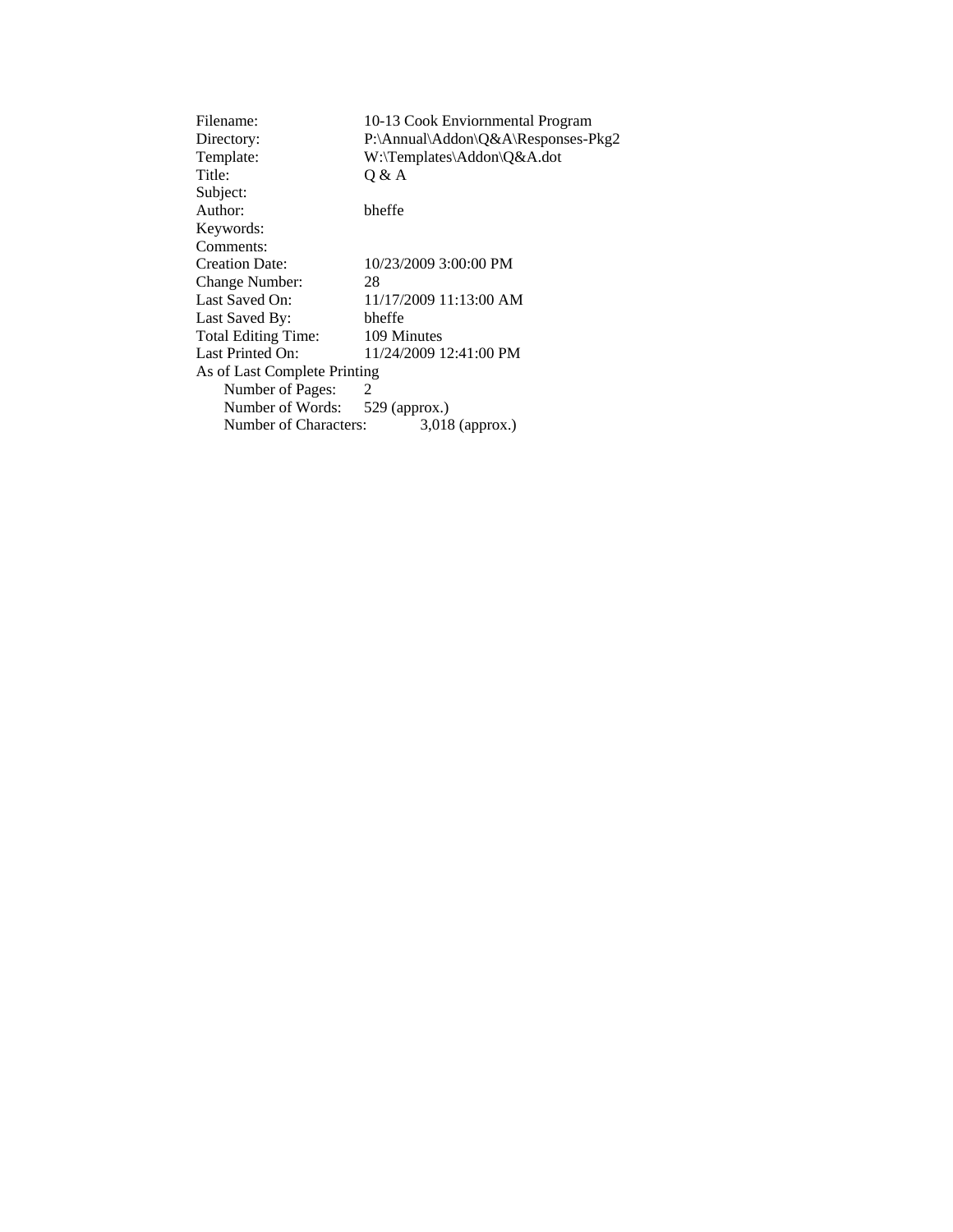Filename: 10-13 Cook Enviornmental Program
Directory: P:\Annual\Addon\Q&A\Responses-Pkg2
Template: W:\Templates\Addon\Q&A.dot
Title: Q & A
Subject:
Author: bheffe
Keywords:
Comments:
Creation Date: 10/23/2009 3:00:00 PM
Change Number: 28
Last Saved On: 11/17/2009 11:13:00 AM
Last Saved By: bheffe
Total Editing Time: 109 Minutes
Last Printed On: 11/24/2009 12:41:00 PM
As of Last Complete Printing
Number of Pages: 2
Number of Words: 529 (approx.)
Number of Characters: 3,018 (approx.)